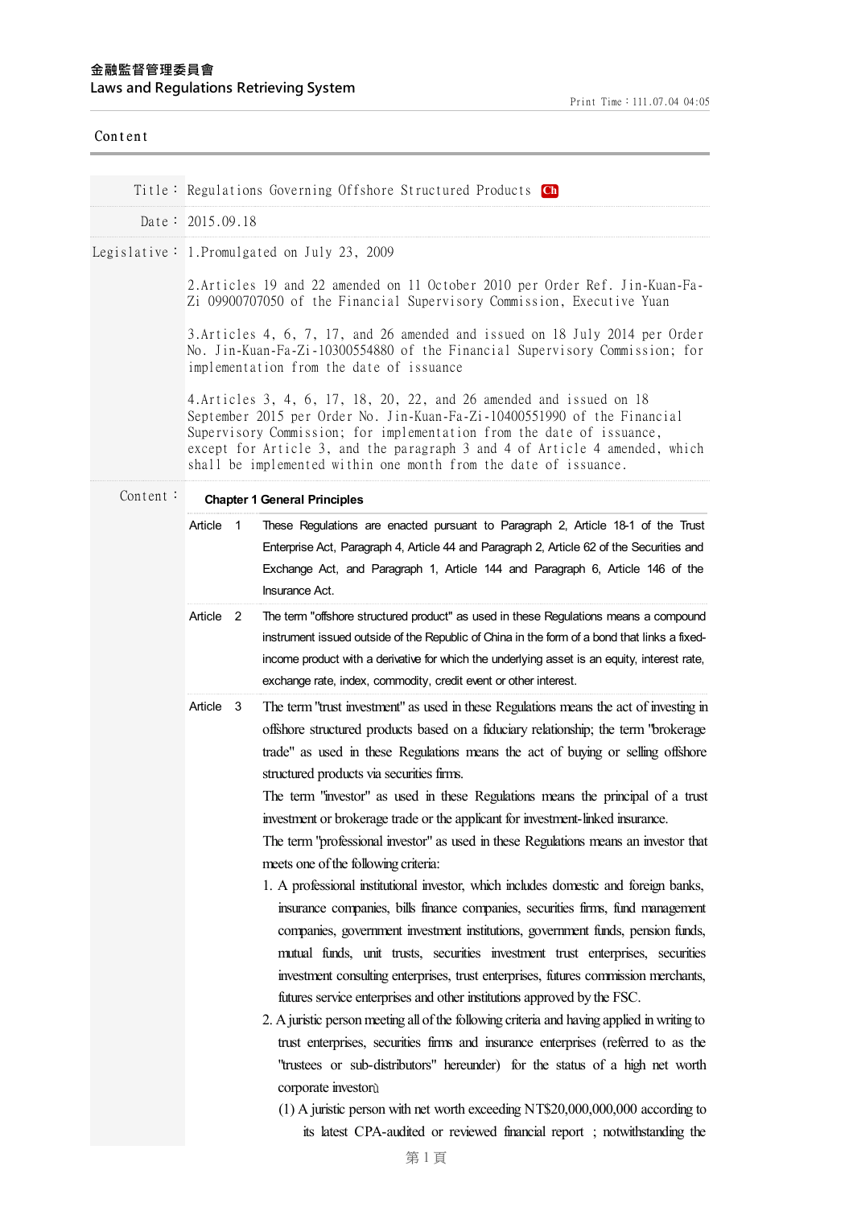金融監督管理委員會
Laws and Regulations Retrieving System

Content

Title： Regulations Governing Offshore Structured Products Ch

Date： 2015.09.18

Legislative： 1.Promulgated on July 23, 2009

2.Articles 19 and 22 amended on 11 October 2010 per Order Ref. Jin-Kuan-Fa-Zi 09900707050 of the Financial Supervisory Commission, Executive Yuan

3.Articles 4, 6, 7, 17, and 26 amended and issued on 18 July 2014 per Order No. Jin-Kuan-Fa-Zi-10300554880 of the Financial Supervisory Commission; for implementation from the date of issuance

4.Articles 3, 4, 6, 17, 18, 20, 22, and 26 amended and issued on 18 September 2015 per Order No. Jin-Kuan-Fa-Zi-10400551990 of the Financial Supervisory Commission; for implementation from the date of issuance, except for Article 3, and the paragraph 3 and 4 of Article 4 amended, which shall be implemented within one month from the date of issuance.

Content：

## Chapter 1 General Principles

**Article 1** These Regulations are enacted pursuant to Paragraph 2, Article 18-1 of the Trust Enterprise Act, Paragraph 4, Article 44 and Paragraph 2, Article 62 of the Securities and Exchange Act, and Paragraph 1, Article 144 and Paragraph 6, Article 146 of the Insurance Act.

**Article 2** The term "offshore structured product" as used in these Regulations means a compound instrument issued outside of the Republic of China in the form of a bond that links a fixed-income product with a derivative for which the underlying asset is an equity, interest rate, exchange rate, index, commodity, credit event or other interest.

**Article 3** The term "trust investment" as used in these Regulations means the act of investing in offshore structured products based on a fiduciary relationship; the term "brokerage trade" as used in these Regulations means the act of buying or selling offshore structured products via securities firms.

The term "investor" as used in these Regulations means the principal of a trust investment or brokerage trade or the applicant for investment-linked insurance.

The term "professional investor" as used in these Regulations means an investor that meets one of the following criteria:

1. A professional institutional investor, which includes domestic and foreign banks, insurance companies, bills finance companies, securities firms, fund management companies, government investment institutions, government funds, pension funds, mutual funds, unit trusts, securities investment trust enterprises, securities investment consulting enterprises, trust enterprises, futures commission merchants, futures service enterprises and other institutions approved by the FSC.
2. A juristic person meeting all of the following criteria and having applied in writing to trust enterprises, securities firms and insurance enterprises (referred to as the "trustees or sub-distributors" hereunder) for the status of a high net worth corporate investor：
   (1) A juristic person with net worth exceeding NT$20,000,000,000 according to its latest CPA-audited or reviewed financial report ; notwithstanding the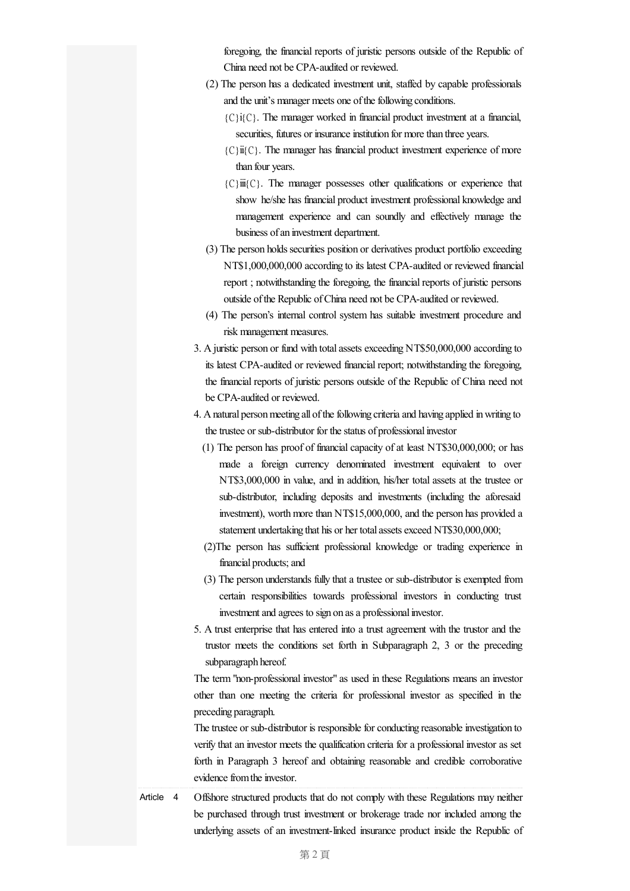foregoing, the financial reports of juristic persons outside of the Republic of China need not be CPA-audited or reviewed.

(2) The person has a dedicated investment unit, staffed by capable professionals and the unit's manager meets one of the following conditions.

{C}i{C}. The manager worked in financial product investment at a financial, securities, futures or insurance institution for more than three years.

{C}ii{C}. The manager has financial product investment experience of more than four years.

{C}iii{C}. The manager possesses other qualifications or experience that show he/she has financial product investment professional knowledge and management experience and can soundly and effectively manage the business of an investment department.

(3) The person holds securities position or derivatives product portfolio exceeding NT$1,000,000,000 according to its latest CPA-audited or reviewed financial report ; notwithstanding the foregoing, the financial reports of juristic persons outside of the Republic of China need not be CPA-audited or reviewed.

(4) The person's internal control system has suitable investment procedure and risk management measures.

3. A juristic person or fund with total assets exceeding NT$50,000,000 according to its latest CPA-audited or reviewed financial report; notwithstanding the foregoing, the financial reports of juristic persons outside of the Republic of China need not be CPA-audited or reviewed.

4. A natural person meeting all of the following criteria and having applied in writing to the trustee or sub-distributor for the status of professional investor

(1) The person has proof of financial capacity of at least NT$30,000,000; or has made a foreign currency denominated investment equivalent to over NT$3,000,000 in value, and in addition, his/her total assets at the trustee or sub-distributor, including deposits and investments (including the aforesaid investment), worth more than NT$15,000,000, and the person has provided a statement undertaking that his or her total assets exceed NT$30,000,000;

(2)The person has sufficient professional knowledge or trading experience in financial products; and

(3) The person understands fully that a trustee or sub-distributor is exempted from certain responsibilities towards professional investors in conducting trust investment and agrees to sign on as a professional investor.

5. A trust enterprise that has entered into a trust agreement with the trustor and the trustor meets the conditions set forth in Subparagraph 2, 3 or the preceding subparagraph hereof.

The term "non-professional investor" as used in these Regulations means an investor other than one meeting the criteria for professional investor as specified in the preceding paragraph.

The trustee or sub-distributor is responsible for conducting reasonable investigation to verify that an investor meets the qualification criteria for a professional investor as set forth in Paragraph 3 hereof and obtaining reasonable and credible corroborative evidence from the investor.

Article 4 Offshore structured products that do not comply with these Regulations may neither be purchased through trust investment or brokerage trade nor included among the underlying assets of an investment-linked insurance product inside the Republic of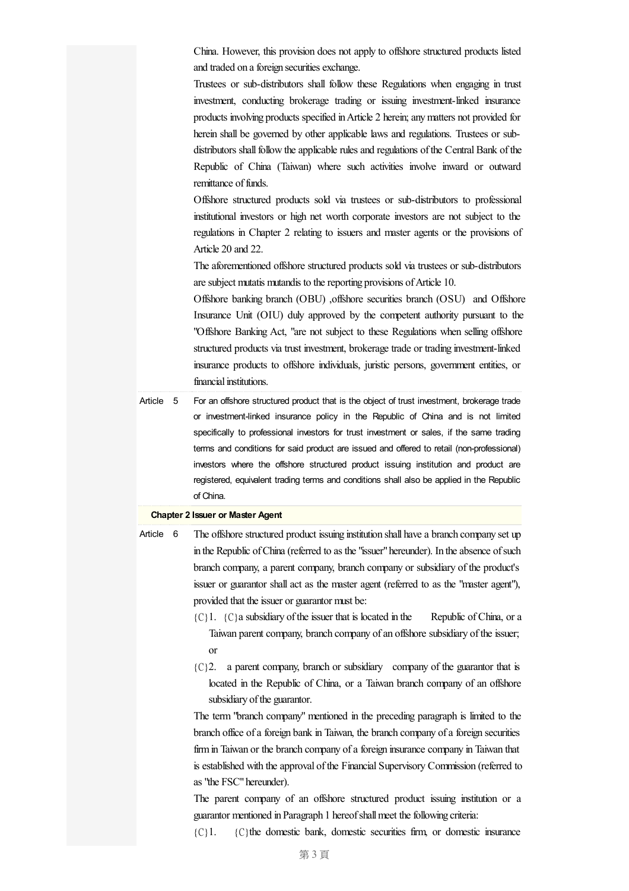China. However, this provision does not apply to offshore structured products listed and traded on a foreign securities exchange.

Trustees or sub-distributors shall follow these Regulations when engaging in trust investment, conducting brokerage trading or issuing investment-linked insurance products involving products specified in Article 2 herein; any matters not provided for herein shall be governed by other applicable laws and regulations. Trustees or sub-distributors shall follow the applicable rules and regulations of the Central Bank of the Republic of China (Taiwan) where such activities involve inward or outward remittance of funds.

Offshore structured products sold via trustees or sub-distributors to professional institutional investors or high net worth corporate investors are not subject to the regulations in Chapter 2 relating to issuers and master agents or the provisions of Article 20 and 22.

The aforementioned offshore structured products sold via trustees or sub-distributors are subject mutatis mutandis to the reporting provisions of Article 10.

Offshore banking branch (OBU) ,offshore securities branch (OSU) and Offshore Insurance Unit (OIU) duly approved by the competent authority pursuant to the "Offshore Banking Act, "are not subject to these Regulations when selling offshore structured products via trust investment, brokerage trade or trading investment-linked insurance products to offshore individuals, juristic persons, government entities, or financial institutions.

Article 5 For an offshore structured product that is the object of trust investment, brokerage trade or investment-linked insurance policy in the Republic of China and is not limited specifically to professional investors for trust investment or sales, if the same trading terms and conditions for said product are issued and offered to retail (non-professional) investors where the offshore structured product issuing institution and product are registered, equivalent trading terms and conditions shall also be applied in the Republic of China.

**Chapter 2 Issuer or Master Agent**

Article 6 The offshore structured product issuing institution shall have a branch company set up in the Republic of China (referred to as the "issuer" hereunder). In the absence of such branch company, a parent company, branch company or subsidiary of the product's issuer or guarantor shall act as the master agent (referred to as the "master agent"), provided that the issuer or guarantor must be:

1. a subsidiary of the issuer that is located in the Republic of China, or a Taiwan parent company, branch company of an offshore subsidiary of the issuer; or
2. a parent company, branch or subsidiary company of the guarantor that is located in the Republic of China, or a Taiwan branch company of an offshore subsidiary of the guarantor.

The term "branch company" mentioned in the preceding paragraph is limited to the branch office of a foreign bank in Taiwan, the branch company of a foreign securities firm in Taiwan or the branch company of a foreign insurance company in Taiwan that is established with the approval of the Financial Supervisory Commission (referred to as "the FSC" hereunder).

The parent company of an offshore structured product issuing institution or a guarantor mentioned in Paragraph 1 hereof shall meet the following criteria:

1. the domestic bank, domestic securities firm, or domestic insurance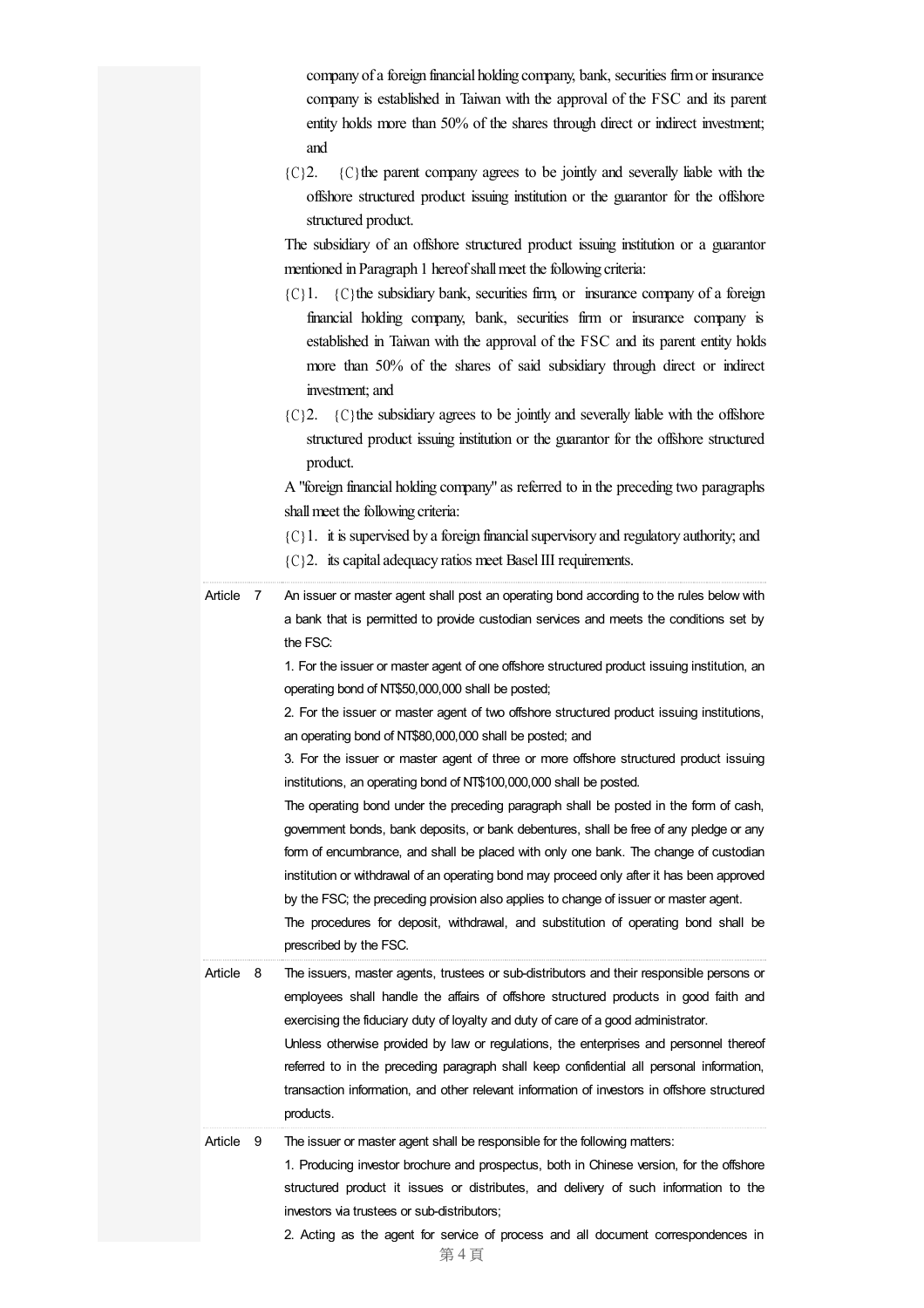company of a foreign financial holding company, bank, securities firm or insurance company is established in Taiwan with the approval of the FSC and its parent entity holds more than 50% of the shares through direct or indirect investment; and

{C}2. {C}the parent company agrees to be jointly and severally liable with the offshore structured product issuing institution or the guarantor for the offshore structured product.

The subsidiary of an offshore structured product issuing institution or a guarantor mentioned in Paragraph 1 hereof shall meet the following criteria:

{C}1. {C}the subsidiary bank, securities firm, or insurance company of a foreign financial holding company, bank, securities firm or insurance company is established in Taiwan with the approval of the FSC and its parent entity holds more than 50% of the shares of said subsidiary through direct or indirect investment; and

{C}2. {C}the subsidiary agrees to be jointly and severally liable with the offshore structured product issuing institution or the guarantor for the offshore structured product.

A "foreign financial holding company" as referred to in the preceding two paragraphs shall meet the following criteria:

{C}1. it is supervised by a foreign financial supervisory and regulatory authority; and

{C}2. its capital adequacy ratios meet Basel III requirements.

**Article 7**

An issuer or master agent shall post an operating bond according to the rules below with a bank that is permitted to provide custodian services and meets the conditions set by the FSC:

1. For the issuer or master agent of one offshore structured product issuing institution, an operating bond of NT$50,000,000 shall be posted;
2. For the issuer or master agent of two offshore structured product issuing institutions, an operating bond of NT$80,000,000 shall be posted; and
3. For the issuer or master agent of three or more offshore structured product issuing institutions, an operating bond of NT$100,000,000 shall be posted.

The operating bond under the preceding paragraph shall be posted in the form of cash, government bonds, bank deposits, or bank debentures, shall be free of any pledge or any form of encumbrance, and shall be placed with only one bank. The change of custodian institution or withdrawal of an operating bond may proceed only after it has been approved by the FSC; the preceding provision also applies to change of issuer or master agent.

The procedures for deposit, withdrawal, and substitution of operating bond shall be prescribed by the FSC.

**Article 8**

The issuers, master agents, trustees or sub-distributors and their responsible persons or employees shall handle the affairs of offshore structured products in good faith and exercising the fiduciary duty of loyalty and duty of care of a good administrator.

Unless otherwise provided by law or regulations, the enterprises and personnel thereof referred to in the preceding paragraph shall keep confidential all personal information, transaction information, and other relevant information of investors in offshore structured products.

**Article 9**

The issuer or master agent shall be responsible for the following matters:

1. Producing investor brochure and prospectus, both in Chinese version, for the offshore structured product it issues or distributes, and delivery of such information to the investors via trustees or sub-distributors;
2. Acting as the agent for service of process and all document correspondences in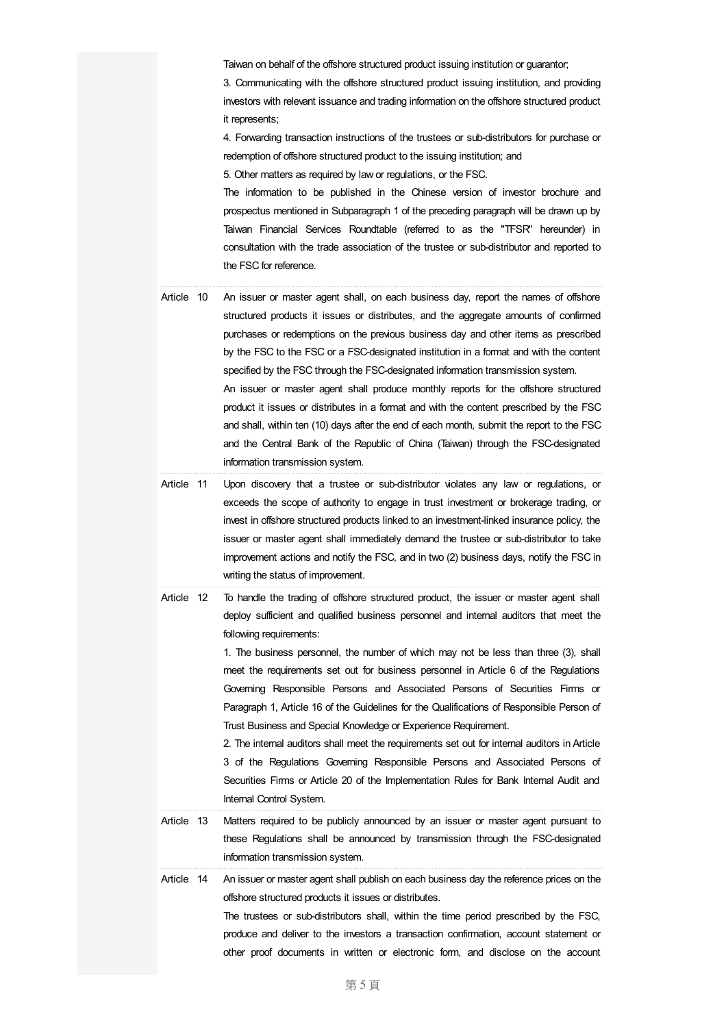Taiwan on behalf of the offshore structured product issuing institution or guarantor;

3. Communicating with the offshore structured product issuing institution, and providing investors with relevant issuance and trading information on the offshore structured product it represents;

4. Forwarding transaction instructions of the trustees or sub-distributors for purchase or redemption of offshore structured product to the issuing institution; and

5. Other matters as required by law or regulations, or the FSC.

The information to be published in the Chinese version of investor brochure and prospectus mentioned in Subparagraph 1 of the preceding paragraph will be drawn up by Taiwan Financial Services Roundtable (referred to as the "TFSR" hereunder) in consultation with the trade association of the trustee or sub-distributor and reported to the FSC for reference.

**Article 10** An issuer or master agent shall, on each business day, report the names of offshore structured products it issues or distributes, and the aggregate amounts of confirmed purchases or redemptions on the previous business day and other items as prescribed by the FSC to the FSC or a FSC-designated institution in a format and with the content specified by the FSC through the FSC-designated information transmission system.

An issuer or master agent shall produce monthly reports for the offshore structured product it issues or distributes in a format and with the content prescribed by the FSC and shall, within ten (10) days after the end of each month, submit the report to the FSC and the Central Bank of the Republic of China (Taiwan) through the FSC-designated information transmission system.

**Article 11** Upon discovery that a trustee or sub-distributor violates any law or regulations, or exceeds the scope of authority to engage in trust investment or brokerage trading, or invest in offshore structured products linked to an investment-linked insurance policy, the issuer or master agent shall immediately demand the trustee or sub-distributor to take improvement actions and notify the FSC, and in two (2) business days, notify the FSC in writing the status of improvement.

**Article 12** To handle the trading of offshore structured product, the issuer or master agent shall deploy sufficient and qualified business personnel and internal auditors that meet the following requirements:

1. The business personnel, the number of which may not be less than three (3), shall meet the requirements set out for business personnel in Article 6 of the Regulations Governing Responsible Persons and Associated Persons of Securities Firms or Paragraph 1, Article 16 of the Guidelines for the Qualifications of Responsible Person of Trust Business and Special Knowledge or Experience Requirement.

2. The internal auditors shall meet the requirements set out for internal auditors in Article 3 of the Regulations Governing Responsible Persons and Associated Persons of Securities Firms or Article 20 of the Implementation Rules for Bank Internal Audit and Internal Control System.

**Article 13** Matters required to be publicly announced by an issuer or master agent pursuant to these Regulations shall be announced by transmission through the FSC-designated information transmission system.

**Article 14** An issuer or master agent shall publish on each business day the reference prices on the offshore structured products it issues or distributes.

The trustees or sub-distributors shall, within the time period prescribed by the FSC, produce and deliver to the investors a transaction confirmation, account statement or other proof documents in written or electronic form, and disclose on the account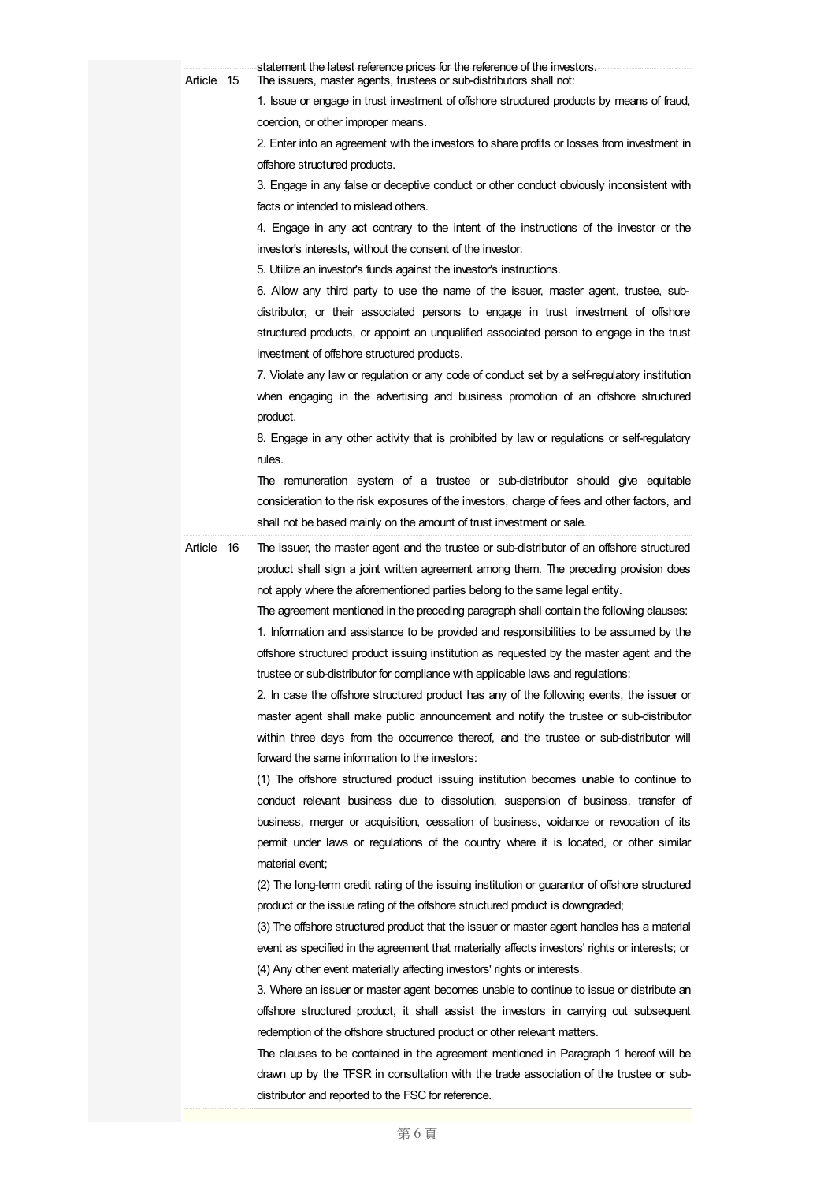statement the latest reference prices for the reference of the investors.

**Article 15** The issuers, master agents, trustees or sub-distributors shall not:

1. Issue or engage in trust investment of offshore structured products by means of fraud, coercion, or other improper means.
2. Enter into an agreement with the investors to share profits or losses from investment in offshore structured products.
3. Engage in any false or deceptive conduct or other conduct obviously inconsistent with facts or intended to mislead others.
4. Engage in any act contrary to the intent of the instructions of the investor or the investor's interests, without the consent of the investor.
5. Utilize an investor's funds against the investor's instructions.
6. Allow any third party to use the name of the issuer, master agent, trustee, sub-distributor, or their associated persons to engage in trust investment of offshore structured products, or appoint an unqualified associated person to engage in the trust investment of offshore structured products.
7. Violate any law or regulation or any code of conduct set by a self-regulatory institution when engaging in the advertising and business promotion of an offshore structured product.
8. Engage in any other activity that is prohibited by law or regulations or self-regulatory rules.

The remuneration system of a trustee or sub-distributor should give equitable consideration to the risk exposures of the investors, charge of fees and other factors, and shall not be based mainly on the amount of trust investment or sale.

**Article 16** The issuer, the master agent and the trustee or sub-distributor of an offshore structured product shall sign a joint written agreement among them. The preceding provision does not apply where the aforementioned parties belong to the same legal entity.

The agreement mentioned in the preceding paragraph shall contain the following clauses:

1. Information and assistance to be provided and responsibilities to be assumed by the offshore structured product issuing institution as requested by the master agent and the trustee or sub-distributor for compliance with applicable laws and regulations;
2. In case the offshore structured product has any of the following events, the issuer or master agent shall make public announcement and notify the trustee or sub-distributor within three days from the occurrence thereof, and the trustee or sub-distributor will forward the same information to the investors:
   (1) The offshore structured product issuing institution becomes unable to continue to conduct relevant business due to dissolution, suspension of business, transfer of business, merger or acquisition, cessation of business, voidance or revocation of its permit under laws or regulations of the country where it is located, or other similar material event;
   (2) The long-term credit rating of the issuing institution or guarantor of offshore structured product or the issue rating of the offshore structured product is downgraded;
   (3) The offshore structured product that the issuer or master agent handles has a material event as specified in the agreement that materially affects investors' rights or interests; or
   (4) Any other event materially affecting investors' rights or interests.
3. Where an issuer or master agent becomes unable to continue to issue or distribute an offshore structured product, it shall assist the investors in carrying out subsequent redemption of the offshore structured product or other relevant matters.

The clauses to be contained in the agreement mentioned in Paragraph 1 hereof will be drawn up by the TFSR in consultation with the trade association of the trustee or sub-distributor and reported to the FSC for reference.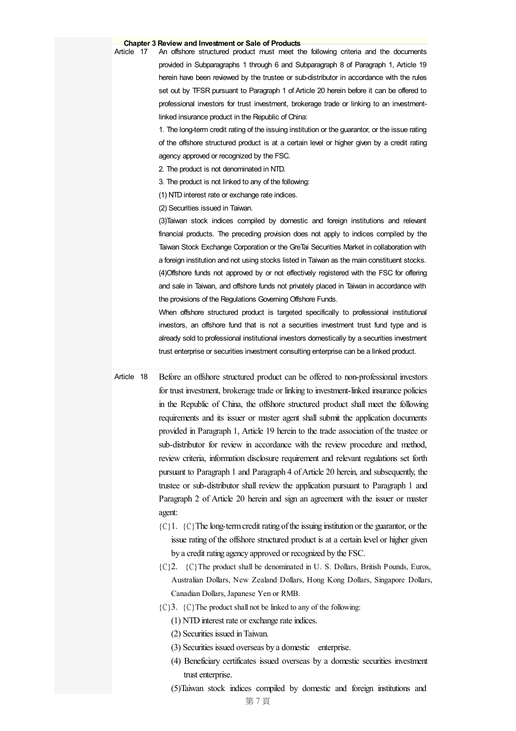## Chapter 3 Review and Investment or Sale of Products

Article 17 An offshore structured product must meet the following criteria and the documents provided in Subparagraphs 1 through 6 and Subparagraph 8 of Paragraph 1, Article 19 herein have been reviewed by the trustee or sub-distributor in accordance with the rules set out by TFSR pursuant to Paragraph 1 of Article 20 herein before it can be offered to professional investors for trust investment, brokerage trade or linking to an investment-linked insurance product in the Republic of China:

1. The long-term credit rating of the issuing institution or the guarantor, or the issue rating of the offshore structured product is at a certain level or higher given by a credit rating agency approved or recognized by the FSC.

2. The product is not denominated in NTD.

3. The product is not linked to any of the following:

(1) NTD interest rate or exchange rate indices.

(2) Securities issued in Taiwan.

(3)Taiwan stock indices compiled by domestic and foreign institutions and relevant financial products. The preceding provision does not apply to indices compiled by the Taiwan Stock Exchange Corporation or the GreTai Securities Market in collaboration with a foreign institution and not using stocks listed in Taiwan as the main constituent stocks.

(4)Offshore funds not approved by or not effectively registered with the FSC for offering and sale in Taiwan, and offshore funds not privately placed in Taiwan in accordance with the provisions of the Regulations Governing Offshore Funds.

When offshore structured product is targeted specifically to professional institutional investors, an offshore fund that is not a securities investment trust fund type and is already sold to professional institutional investors domestically by a securities investment trust enterprise or securities investment consulting enterprise can be a linked product.

Article 18 Before an offshore structured product can be offered to non-professional investors for trust investment, brokerage trade or linking to investment-linked insurance policies in the Republic of China, the offshore structured product shall meet the following requirements and its issuer or master agent shall submit the application documents provided in Paragraph 1, Article 19 herein to the trade association of the trustee or sub-distributor for review in accordance with the review procedure and method, review criteria, information disclosure requirement and relevant regulations set forth pursuant to Paragraph 1 and Paragraph 4 of Article 20 herein, and subsequently, the trustee or sub-distributor shall review the application pursuant to Paragraph 1 and Paragraph 2 of Article 20 herein and sign an agreement with the issuer or master agent:

1. The long-term credit rating of the issuing institution or the guarantor, or the issue rating of the offshore structured product is at a certain level or higher given by a credit rating agency approved or recognized by the FSC.

2. The product shall be denominated in U. S. Dollars, British Pounds, Euros, Australian Dollars, New Zealand Dollars, Hong Kong Dollars, Singapore Dollars, Canadian Dollars, Japanese Yen or RMB.

3. The product shall not be linked to any of the following:

(1) NTD interest rate or exchange rate indices.

(2) Securities issued in Taiwan.

(3) Securities issued overseas by a domestic enterprise.

(4) Beneficiary certificates issued overseas by a domestic securities investment trust enterprise.

(5)Taiwan stock indices compiled by domestic and foreign institutions and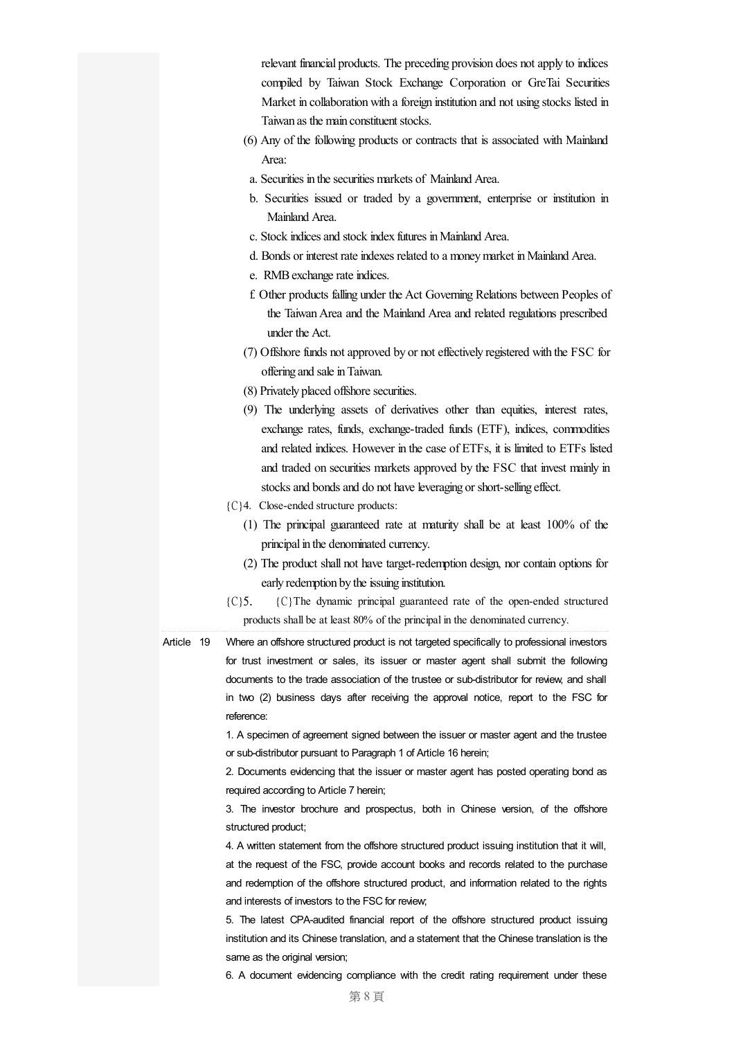relevant financial products. The preceding provision does not apply to indices compiled by Taiwan Stock Exchange Corporation or GreTai Securities Market in collaboration with a foreign institution and not using stocks listed in Taiwan as the main constituent stocks.

(6) Any of the following products or contracts that is associated with Mainland Area:

a. Securities in the securities markets of Mainland Area.

b. Securities issued or traded by a government, enterprise or institution in Mainland Area.

c. Stock indices and stock index futures in Mainland Area.

d. Bonds or interest rate indexes related to a money market in Mainland Area.

e. RMB exchange rate indices.

f. Other products falling under the Act Governing Relations between Peoples of the Taiwan Area and the Mainland Area and related regulations prescribed under the Act.

(7) Offshore funds not approved by or not effectively registered with the FSC for offering and sale in Taiwan.

(8) Privately placed offshore securities.

(9) The underlying assets of derivatives other than equities, interest rates, exchange rates, funds, exchange-traded funds (ETF), indices, commodities and related indices. However in the case of ETFs, it is limited to ETFs listed and traded on securities markets approved by the FSC that invest mainly in stocks and bonds and do not have leveraging or short-selling effect.

{C}4. Close-ended structure products:

(1) The principal guaranteed rate at maturity shall be at least 100% of the principal in the denominated currency.

(2) The product shall not have target-redemption design, nor contain options for early redemption by the issuing institution.

{C}5. {C}The dynamic principal guaranteed rate of the open-ended structured products shall be at least 80% of the principal in the denominated currency.

Article 19 Where an offshore structured product is not targeted specifically to professional investors for trust investment or sales, its issuer or master agent shall submit the following documents to the trade association of the trustee or sub-distributor for review, and shall in two (2) business days after receiving the approval notice, report to the FSC for reference:

1. A specimen of agreement signed between the issuer or master agent and the trustee or sub-distributor pursuant to Paragraph 1 of Article 16 herein;

2. Documents evidencing that the issuer or master agent has posted operating bond as required according to Article 7 herein;

3. The investor brochure and prospectus, both in Chinese version, of the offshore structured product;

4. A written statement from the offshore structured product issuing institution that it will, at the request of the FSC, provide account books and records related to the purchase and redemption of the offshore structured product, and information related to the rights and interests of investors to the FSC for review;

5. The latest CPA-audited financial report of the offshore structured product issuing institution and its Chinese translation, and a statement that the Chinese translation is the same as the original version;

6. A document evidencing compliance with the credit rating requirement under these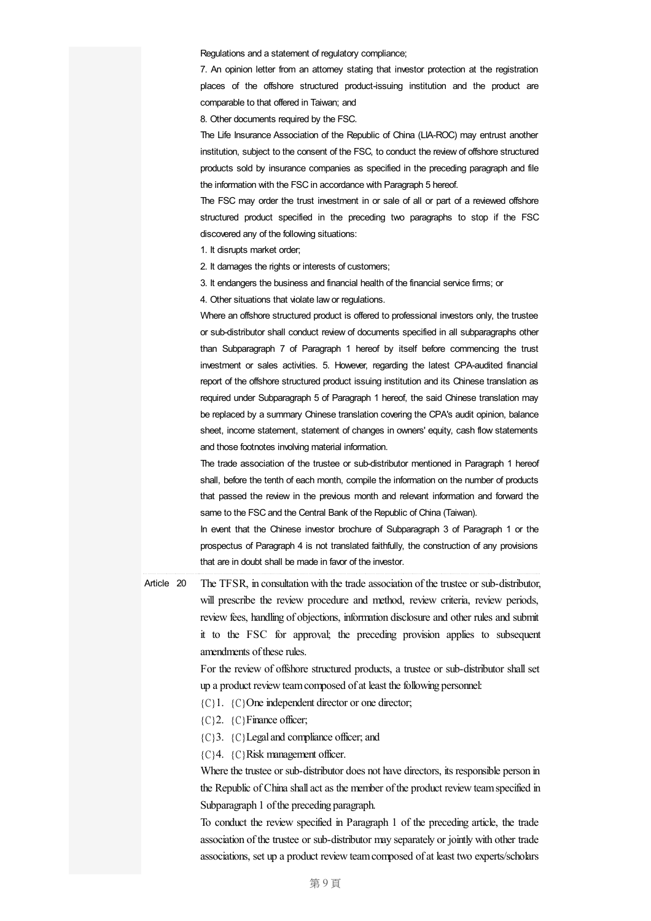Regulations and a statement of regulatory compliance;

7. An opinion letter from an attorney stating that investor protection at the registration places of the offshore structured product-issuing institution and the product are comparable to that offered in Taiwan; and

8. Other documents required by the FSC.

The Life Insurance Association of the Republic of China (LIA-ROC) may entrust another institution, subject to the consent of the FSC, to conduct the review of offshore structured products sold by insurance companies as specified in the preceding paragraph and file the information with the FSC in accordance with Paragraph 5 hereof.

The FSC may order the trust investment in or sale of all or part of a reviewed offshore structured product specified in the preceding two paragraphs to stop if the FSC discovered any of the following situations:

1. It disrupts market order;

2. It damages the rights or interests of customers;

3. It endangers the business and financial health of the financial service firms; or

4. Other situations that violate law or regulations.

Where an offshore structured product is offered to professional investors only, the trustee or sub-distributor shall conduct review of documents specified in all subparagraphs other than Subparagraph 7 of Paragraph 1 hereof by itself before commencing the trust investment or sales activities. 5. However, regarding the latest CPA-audited financial report of the offshore structured product issuing institution and its Chinese translation as required under Subparagraph 5 of Paragraph 1 hereof, the said Chinese translation may be replaced by a summary Chinese translation covering the CPA's audit opinion, balance sheet, income statement, statement of changes in owners' equity, cash flow statements and those footnotes involving material information.

The trade association of the trustee or sub-distributor mentioned in Paragraph 1 hereof shall, before the tenth of each month, compile the information on the number of products that passed the review in the previous month and relevant information and forward the same to the FSC and the Central Bank of the Republic of China (Taiwan).

In event that the Chinese investor brochure of Subparagraph 3 of Paragraph 1 or the prospectus of Paragraph 4 is not translated faithfully, the construction of any provisions that are in doubt shall be made in favor of the investor.

**Article 20**

The TFSR, in consultation with the trade association of the trustee or sub-distributor, will prescribe the review procedure and method, review criteria, review periods, review fees, handling of objections, information disclosure and other rules and submit it to the FSC for approval; the preceding provision applies to subsequent amendments of these rules.

For the review of offshore structured products, a trustee or sub-distributor shall set up a product review team composed of at least the following personnel:

{C}1. {C}One independent director or one director;

{C}2. {C}Finance officer;

{C}3. {C}Legal and compliance officer; and

{C}4. {C}Risk management officer.

Where the trustee or sub-distributor does not have directors, its responsible person in the Republic of China shall act as the member of the product review team specified in Subparagraph 1 of the preceding paragraph.

To conduct the review specified in Paragraph 1 of the preceding article, the trade association of the trustee or sub-distributor may separately or jointly with other trade associations, set up a product review team composed of at least two experts/scholars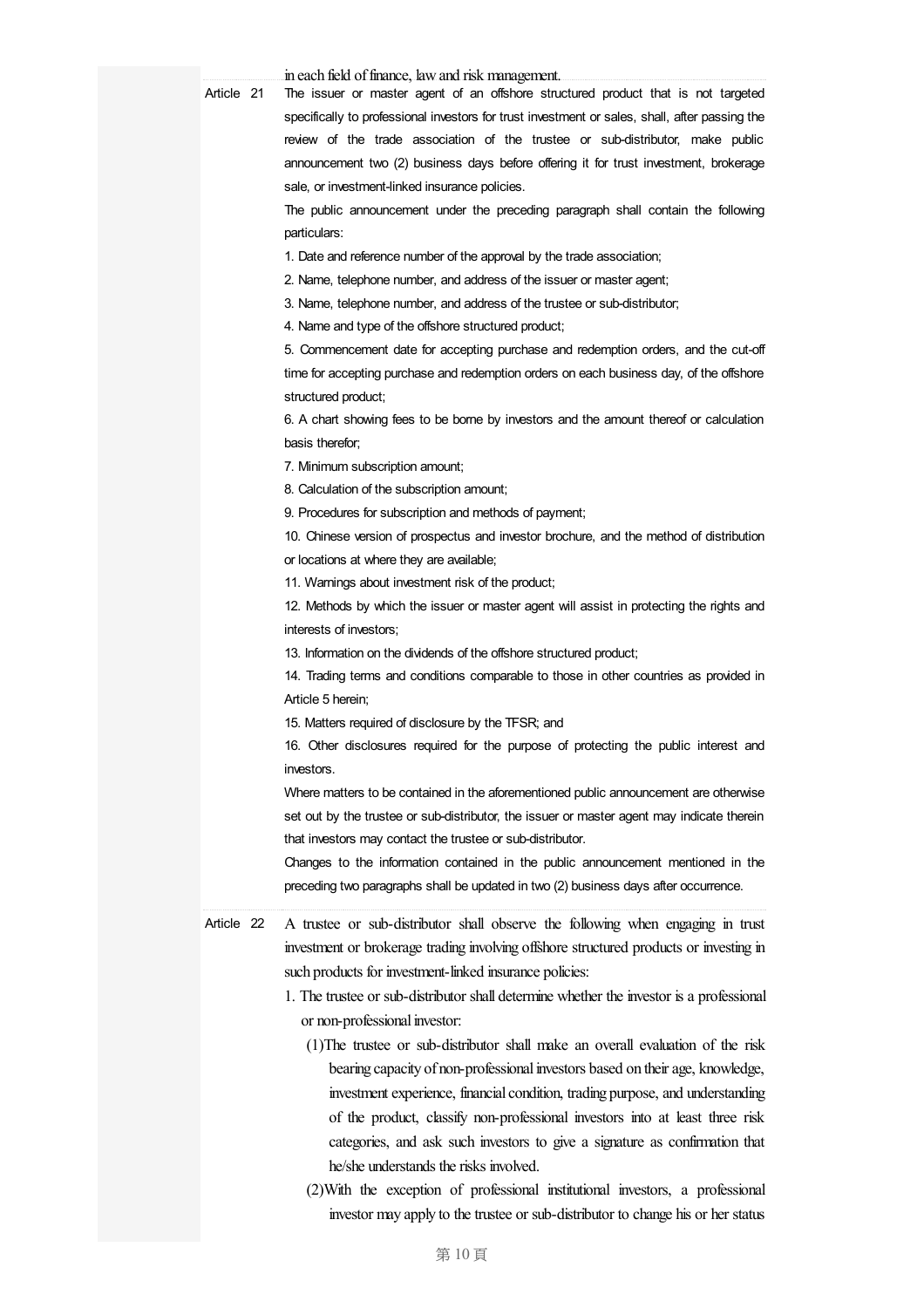in each field of finance, law and risk management.

**Article 21** The issuer or master agent of an offshore structured product that is not targeted specifically to professional investors for trust investment or sales, shall, after passing the review of the trade association of the trustee or sub-distributor, make public announcement two (2) business days before offering it for trust investment, brokerage sale, or investment-linked insurance policies.

The public announcement under the preceding paragraph shall contain the following particulars:

1. Date and reference number of the approval by the trade association;
2. Name, telephone number, and address of the issuer or master agent;
3. Name, telephone number, and address of the trustee or sub-distributor;
4. Name and type of the offshore structured product;
5. Commencement date for accepting purchase and redemption orders, and the cut-off time for accepting purchase and redemption orders on each business day, of the offshore structured product;
6. A chart showing fees to be borne by investors and the amount thereof or calculation basis therefor;
7. Minimum subscription amount;
8. Calculation of the subscription amount;
9. Procedures for subscription and methods of payment;
10. Chinese version of prospectus and investor brochure, and the method of distribution or locations at where they are available;
11. Warnings about investment risk of the product;
12. Methods by which the issuer or master agent will assist in protecting the rights and interests of investors;
13. Information on the dividends of the offshore structured product;
14. Trading terms and conditions comparable to those in other countries as provided in Article 5 herein;
15. Matters required of disclosure by the TFSR; and
16. Other disclosures required for the purpose of protecting the public interest and investors.

Where matters to be contained in the aforementioned public announcement are otherwise set out by the trustee or sub-distributor, the issuer or master agent may indicate therein that investors may contact the trustee or sub-distributor.

Changes to the information contained in the public announcement mentioned in the preceding two paragraphs shall be updated in two (2) business days after occurrence.

**Article 22** A trustee or sub-distributor shall observe the following when engaging in trust investment or brokerage trading involving offshore structured products or investing in such products for investment-linked insurance policies:

1. The trustee or sub-distributor shall determine whether the investor is a professional or non-professional investor:
   (1) The trustee or sub-distributor shall make an overall evaluation of the risk bearing capacity of non-professional investors based on their age, knowledge, investment experience, financial condition, trading purpose, and understanding of the product, classify non-professional investors into at least three risk categories, and ask such investors to give a signature as confirmation that he/she understands the risks involved.
   (2) With the exception of professional institutional investors, a professional investor may apply to the trustee or sub-distributor to change his or her status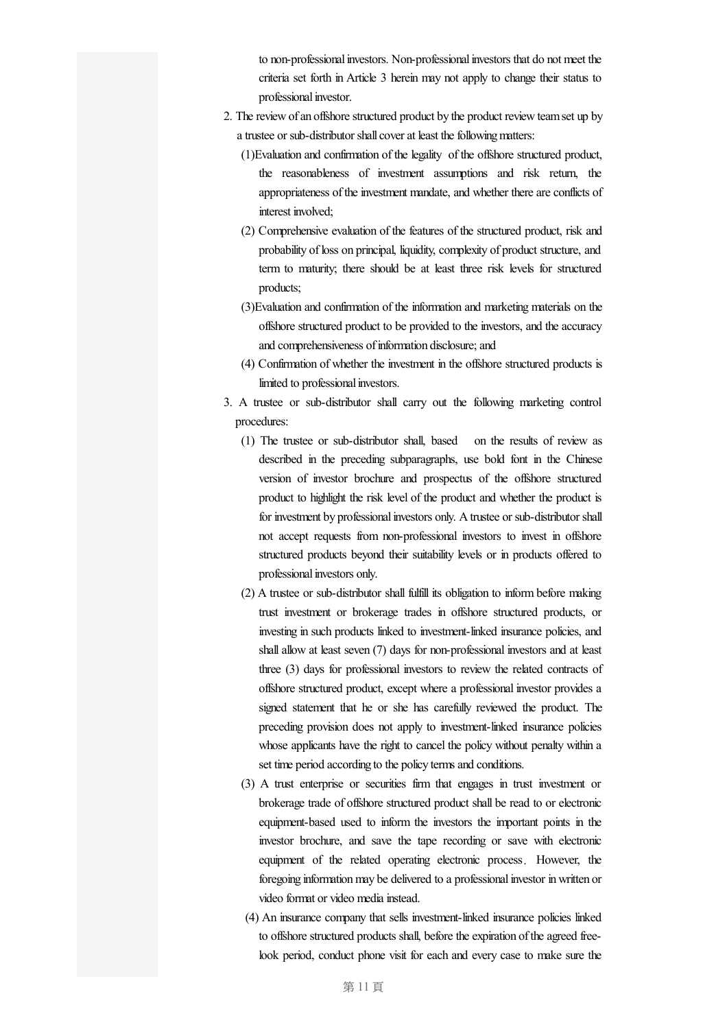to non-professional investors. Non-professional investors that do not meet the criteria set forth in Article 3 herein may not apply to change their status to professional investor.

2. The review of an offshore structured product by the product review team set up by a trustee or sub-distributor shall cover at least the following matters:
   (1) Evaluation and confirmation of the legality of the offshore structured product, the reasonableness of investment assumptions and risk return, the appropriateness of the investment mandate, and whether there are conflicts of interest involved;
   (2) Comprehensive evaluation of the features of the structured product, risk and probability of loss on principal, liquidity, complexity of product structure, and term to maturity; there should be at least three risk levels for structured products;
   (3) Evaluation and confirmation of the information and marketing materials on the offshore structured product to be provided to the investors, and the accuracy and comprehensiveness of information disclosure; and
   (4) Confirmation of whether the investment in the offshore structured products is limited to professional investors.
3. A trustee or sub-distributor shall carry out the following marketing control procedures:
   (1) The trustee or sub-distributor shall, based on the results of review as described in the preceding subparagraphs, use bold font in the Chinese version of investor brochure and prospectus of the offshore structured product to highlight the risk level of the product and whether the product is for investment by professional investors only. A trustee or sub-distributor shall not accept requests from non-professional investors to invest in offshore structured products beyond their suitability levels or in products offered to professional investors only.
   (2) A trustee or sub-distributor shall fulfill its obligation to inform before making trust investment or brokerage trades in offshore structured products, or investing in such products linked to investment-linked insurance policies, and shall allow at least seven (7) days for non-professional investors and at least three (3) days for professional investors to review the related contracts of offshore structured product, except where a professional investor provides a signed statement that he or she has carefully reviewed the product. The preceding provision does not apply to investment-linked insurance policies whose applicants have the right to cancel the policy without penalty within a set time period according to the policy terms and conditions.
   (3) A trust enterprise or securities firm that engages in trust investment or brokerage trade of offshore structured product shall be read to or electronic equipment-based used to inform the investors the important points in the investor brochure, and save the tape recording or save with electronic equipment of the related operating electronic process. However, the foregoing information may be delivered to a professional investor in written or video format or video media instead.
   (4) An insurance company that sells investment-linked insurance policies linked to offshore structured products shall, before the expiration of the agreed free-look period, conduct phone visit for each and every case to make sure the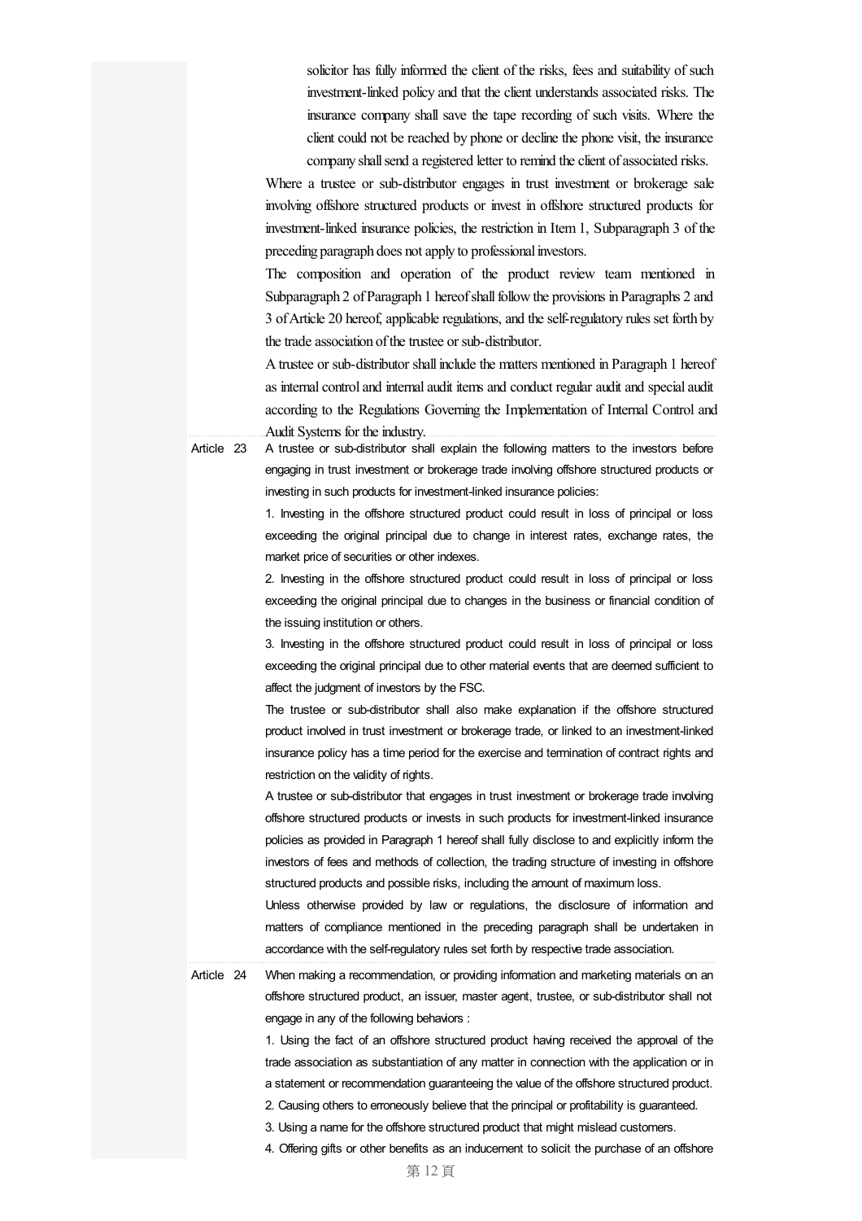solicitor has fully informed the client of the risks, fees and suitability of such investment-linked policy and that the client understands associated risks. The insurance company shall save the tape recording of such visits. Where the client could not be reached by phone or decline the phone visit, the insurance company shall send a registered letter to remind the client of associated risks.

Where a trustee or sub-distributor engages in trust investment or brokerage sale involving offshore structured products or invest in offshore structured products for investment-linked insurance policies, the restriction in Item 1, Subparagraph 3 of the preceding paragraph does not apply to professional investors.

The composition and operation of the product review team mentioned in Subparagraph 2 of Paragraph 1 hereof shall follow the provisions in Paragraphs 2 and 3 of Article 20 hereof, applicable regulations, and the self-regulatory rules set forth by the trade association of the trustee or sub-distributor.

A trustee or sub-distributor shall include the matters mentioned in Paragraph 1 hereof as internal control and internal audit items and conduct regular audit and special audit according to the Regulations Governing the Implementation of Internal Control and Audit Systems for the industry.

**Article 23** A trustee or sub-distributor shall explain the following matters to the investors before engaging in trust investment or brokerage trade involving offshore structured products or investing in such products for investment-linked insurance policies:

1. Investing in the offshore structured product could result in loss of principal or loss exceeding the original principal due to change in interest rates, exchange rates, the market price of securities or other indexes.
2. Investing in the offshore structured product could result in loss of principal or loss exceeding the original principal due to changes in the business or financial condition of the issuing institution or others.
3. Investing in the offshore structured product could result in loss of principal or loss exceeding the original principal due to other material events that are deemed sufficient to affect the judgment of investors by the FSC.

The trustee or sub-distributor shall also make explanation if the offshore structured product involved in trust investment or brokerage trade, or linked to an investment-linked insurance policy has a time period for the exercise and termination of contract rights and restriction on the validity of rights.

A trustee or sub-distributor that engages in trust investment or brokerage trade involving offshore structured products or invests in such products for investment-linked insurance policies as provided in Paragraph 1 hereof shall fully disclose to and explicitly inform the investors of fees and methods of collection, the trading structure of investing in offshore structured products and possible risks, including the amount of maximum loss.

Unless otherwise provided by law or regulations, the disclosure of information and matters of compliance mentioned in the preceding paragraph shall be undertaken in accordance with the self-regulatory rules set forth by respective trade association.

**Article 24** When making a recommendation, or providing information and marketing materials on an offshore structured product, an issuer, master agent, trustee, or sub-distributor shall not engage in any of the following behaviors :

1. Using the fact of an offshore structured product having received the approval of the trade association as substantiation of any matter in connection with the application or in a statement or recommendation guaranteeing the value of the offshore structured product.
2. Causing others to erroneously believe that the principal or profitability is guaranteed.
3. Using a name for the offshore structured product that might mislead customers.
4. Offering gifts or other benefits as an inducement to solicit the purchase of an offshore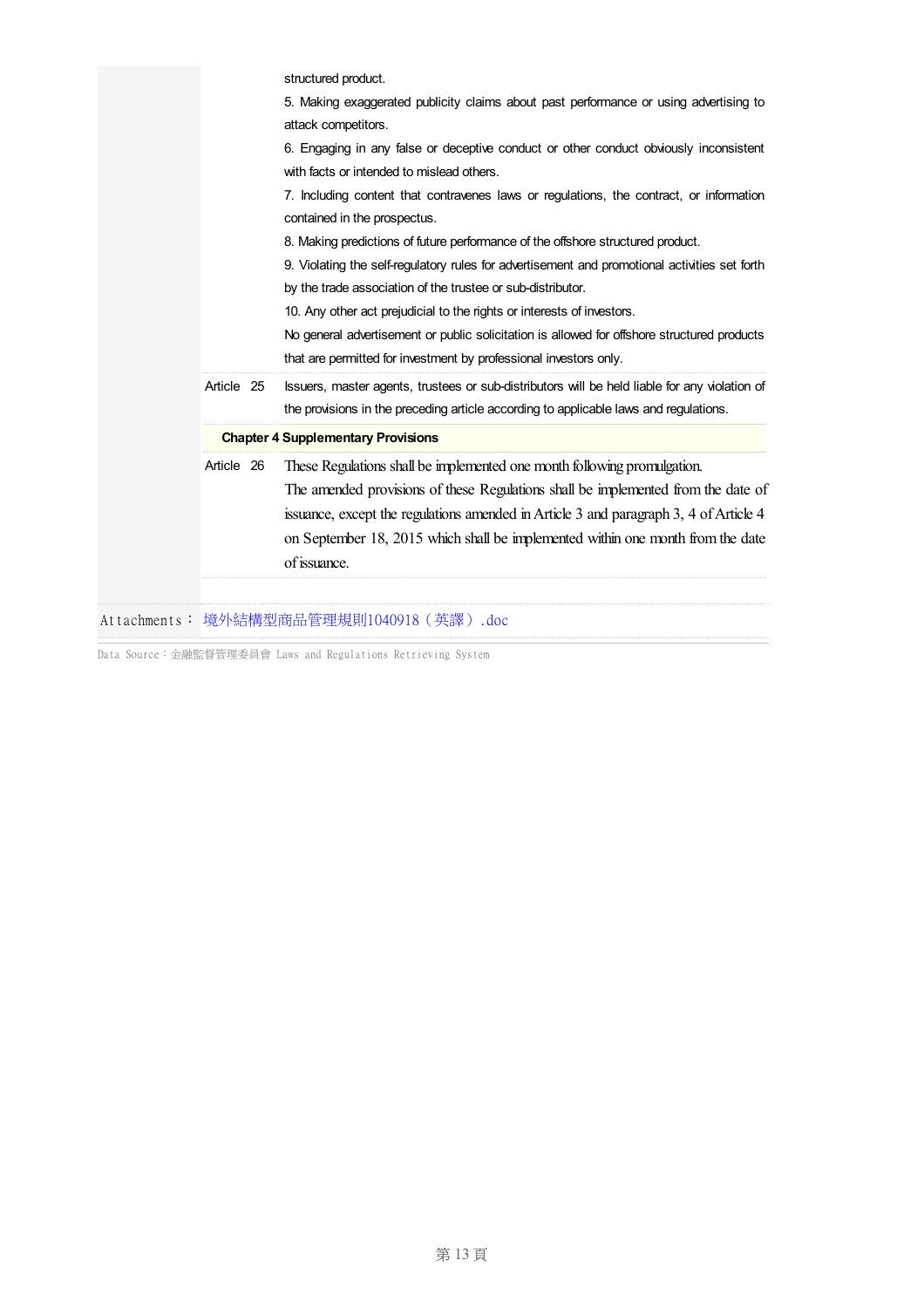structured product.

5. Making exaggerated publicity claims about past performance or using advertising to attack competitors.

6. Engaging in any false or deceptive conduct or other conduct obviously inconsistent with facts or intended to mislead others.

7. Including content that contravenes laws or regulations, the contract, or information contained in the prospectus.

8. Making predictions of future performance of the offshore structured product.

9. Violating the self-regulatory rules for advertisement and promotional activities set forth by the trade association of the trustee or sub-distributor.

10. Any other act prejudicial to the rights or interests of investors.

No general advertisement or public solicitation is allowed for offshore structured products that are permitted for investment by professional investors only.

**Article 25** Issuers, master agents, trustees or sub-distributors will be held liable for any violation of the provisions in the preceding article according to applicable laws and regulations.

## Chapter 4 Supplementary Provisions

**Article 26** These Regulations shall be implemented one month following promulgation.

The amended provisions of these Regulations shall be implemented from the date of issuance, except the regulations amended in Article 3 and paragraph 3, 4 of Article 4 on September 18, 2015 which shall be implemented within one month from the date of issuance.

Attachments： 境外結構型商品管理規則1040918（英譯）.doc

Data Source：金融監督管理委員會 Laws and Regulations Retrieving System